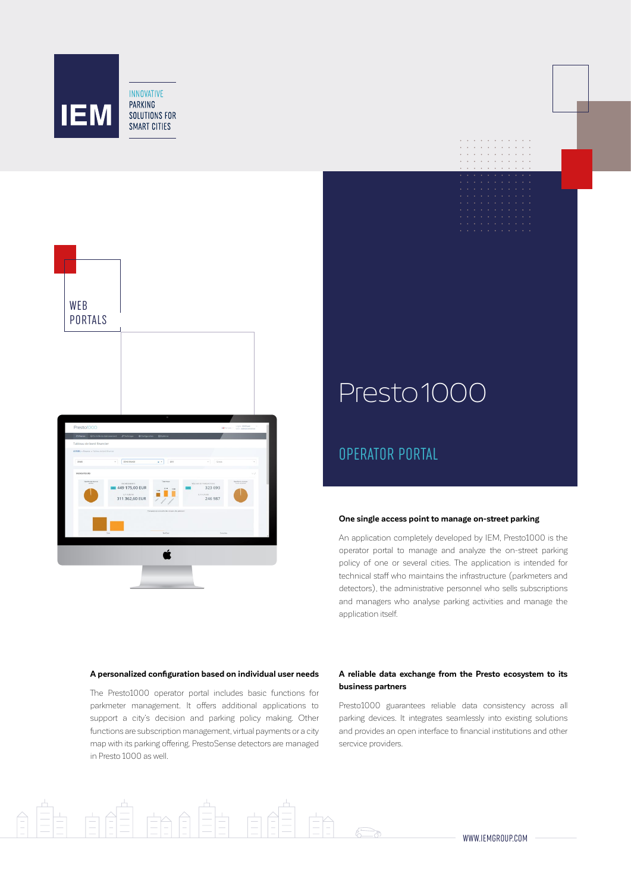IEM

INNOVATIVE PARKING SOLUTIONS FOR SMART CITIES

WEB PORTALS

# Presto1000

## OPERATOR PORTAL

### One single access point to manage on-street parking

An application completely developed by IEM, Presto1000 is the operator portal to manage and analyze the on-street parking policy of one or several cities. The application is intended for technical staff who maintains the infrastructure (parkmeters and detectors), the administrative personnel who sells subscriptions and managers who analyse parking activities and manage the application itself.

### A personalized configuration based on individual user needs

The Presto1000 operator portal includes basic functions for parkmeter management. It offers additional applications to support a city's decision and parking policy making. Other functions are subscription management, virtual payments or a city map with its parking offering. PrestoSense detectors are managed in Presto 1000 as well.

### A reliable data exchange from the Presto ecosystem to its business partners

Presto1000 guarantees reliable data consistency across all parking devices. It integrates seamlessly into existing solutions and provides an open interface to financial institutions and other sercvice providers.

WWW.IEMGROUP.COM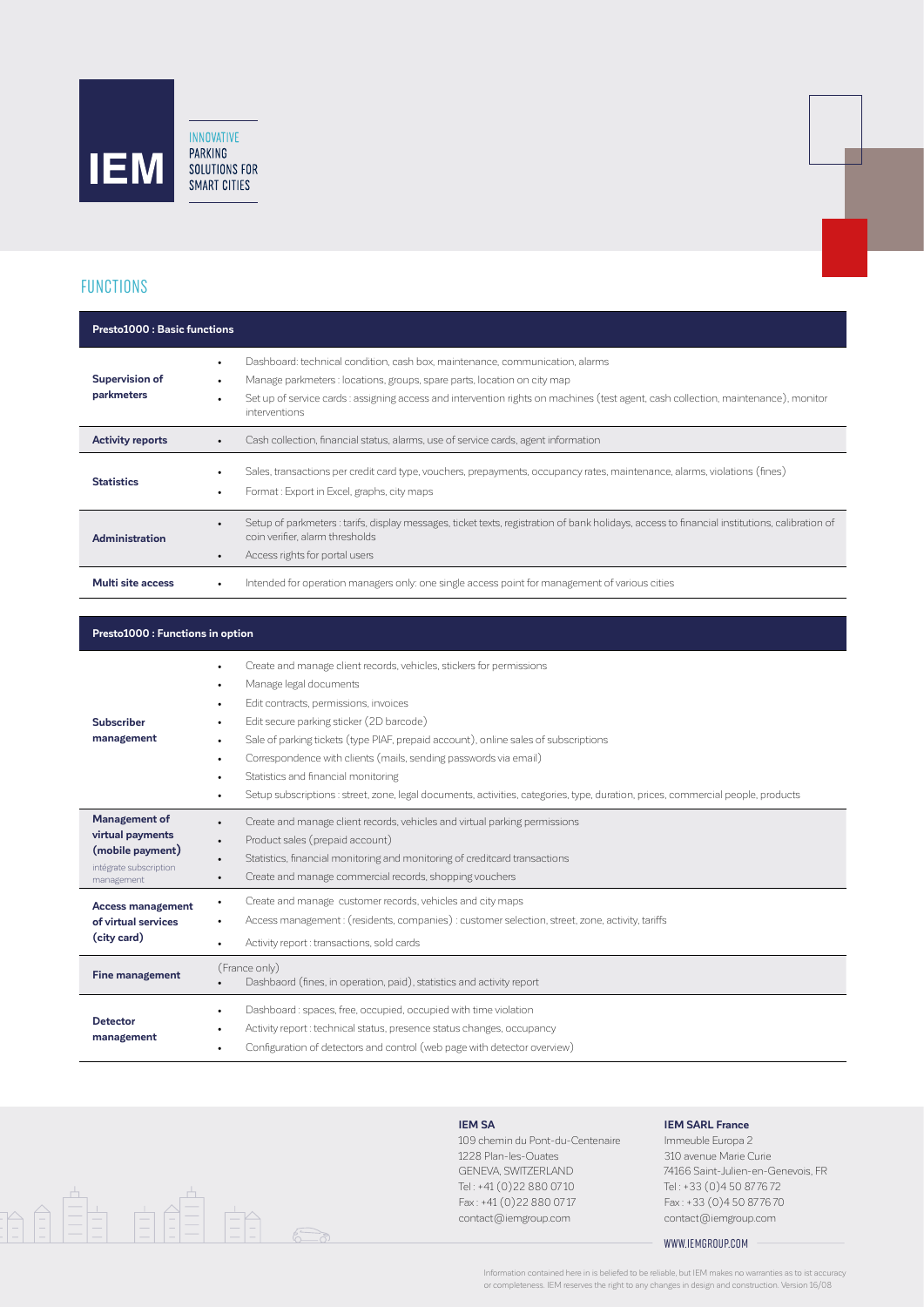IEM

INNOVATIVE PARKING SOLUTIONS FOR SMART CITIES

## FUNCTIONS

| Presto1000 : Basic functions | |
|---|---|
| **Supervision of parkmeters** | • Dashboard: technical condition, cash box, maintenance, communication, alarms<br>• Manage parkmeters : locations, groups, spare parts, location on city map<br>• Set up of service cards : assigning access and intervention rights on machines (test agent, cash collection, maintenance), monitor interventions |
| **Activity reports** | • Cash collection, financial status, alarms, use of service cards, agent information |
| **Statistics** | • Sales, transactions per credit card type, vouchers, prepayments, occupancy rates, maintenance, alarms, violations (fines)<br>• Format : Export in Excel, graphs, city maps |
| **Administration** | • Setup of parkmeters : tarifs, display messages, ticket texts, registration of bank holidays, access to financial institutions, calibration of coin verifier, alarm thresholds<br>• Access rights for portal users |
| **Multi site access** | • Intended for operation managers only: one single access point for management of various cities |

| Presto1000 : Functions in option | |
|---|---|
| **Subscriber management** | • Create and manage client records, vehicles, stickers for permissions<br>• Manage legal documents<br>• Edit contracts, permissions, invoices<br>• Edit secure parking sticker (2D barcode)<br>• Sale of parking tickets (type PIAF, prepaid account), online sales of subscriptions<br>• Correspondence with clients (mails, sending passwords via email)<br>• Statistics and financial monitoring<br>• Setup subscriptions : street, zone, legal documents, activities, categories, type, duration, prices, commercial people, products |
| **Management of virtual payments (mobile payment)**<br>intégrate subscription management | • Create and manage client records, vehicles and virtual parking permissions<br>• Product sales (prepaid account)<br>• Statistics, financial monitoring and monitoring of creditcard transactions<br>• Create and manage commercial records, shopping vouchers |
| **Access management of virtual services (city card)** | • Create and manage customer records, vehicles and city maps<br>• Access management : (residents, companies) : customer selection, street, zone, activity, tariffs<br>• Activity report : transactions, sold cards |
| **Fine management** | (France only)<br>• Dashbaord (fines, in operation, paid), statistics and activity report |
| **Detector management** | • Dashboard : spaces, free, occupied, occupied with time violation<br>• Activity report : technical status, presence status changes, occupancy<br>• Configuration of detectors and control (web page with detector overview) |

**IEM SA**
109 chemin du Pont-du-Centenaire
1228 Plan-les-Ouates
GENEVA, SWITZERLAND
Tel : +41 (0)22 880 07 10
Fax : +41 (0)22 880 07 17
contact@iemgroup.com

**IEM SARL France**
Immeuble Europa 2
310 avenue Marie Curie
74166 Saint-Julien-en-Genevois, FR
Tel : +33 (0)4 50 87 76 72
Fax : +33 (0)4 50 87 76 70
contact@iemgroup.com

WWW.IEMGROUP.COM

Information contained here in is beliefed to be reliable, but IEM makes no warranties as to ist accuracy or completeness. IEM reserves the right to any changes in design and construction. Version 16/08